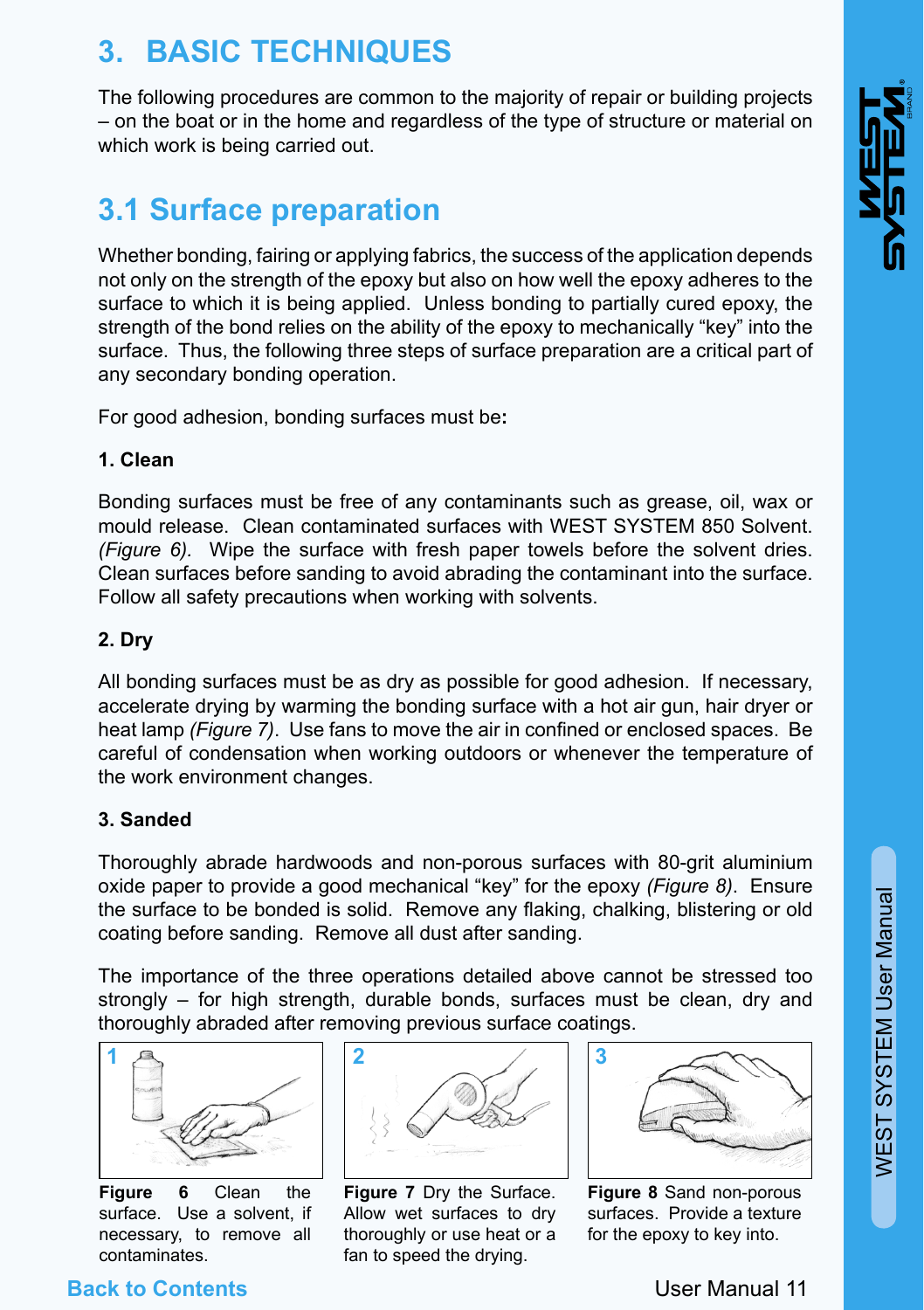# 3. BASIC TECHNIQUES

The following procedures are common to the majority of repair or building projects – on the boat or in the home and regardless of the type of structure or material on which work is being carried out.

## 3.1 Surface preparation

Whether bonding, fairing or applying fabrics, the success of the application depends not only on the strength of the epoxy but also on how well the epoxy adheres to the surface to which it is being applied. Unless bonding to partially cured epoxy, the strength of the bond relies on the ability of the epoxy to mechanically "key" into the surface. Thus, the following three steps of surface preparation are a critical part of any secondary bonding operation.

For good adhesion, bonding surfaces must be**:**

**1. Clean**

Bonding surfaces must be free of any contaminants such as grease, oil, wax or mould release. Clean contaminated surfaces with WEST SYSTEM 850 Solvent. *(Figure 6).* Wipe the surface with fresh paper towels before the solvent dries. Clean surfaces before sanding to avoid abrading the contaminant into the surface. Follow all safety precautions when working with solvents.

**2. Dry**

All bonding surfaces must be as dry as possible for good adhesion. If necessary, accelerate drying by warming the bonding surface with a hot air gun, hair dryer or heat lamp *(Figure 7)*. Use fans to move the air in confined or enclosed spaces. Be careful of condensation when working outdoors or whenever the temperature of the work environment changes.

**3. Sanded**

Thoroughly abrade hardwoods and non-porous surfaces with 80-grit aluminium oxide paper to provide a good mechanical "key" for the epoxy *(Figure 8)*. Ensure the surface to be bonded is solid. Remove any flaking, chalking, blistering or old coating before sanding. Remove all dust after sanding.

The importance of the three operations detailed above cannot be stressed too strongly – for high strength, durable bonds, surfaces must be clean, dry and thoroughly abraded after removing previous surface coatings.

**Figure 6** Clean the surface. Use a solvent, if necessary, to remove all contaminants.

**Figure 7** Dry the Surface. Allow wet surfaces to dry thoroughly or use heat or a fan to speed the drying.

**Figure 8** Sand non-porous surfaces. Provide a texture for the epoxy to key into.

Back to Contents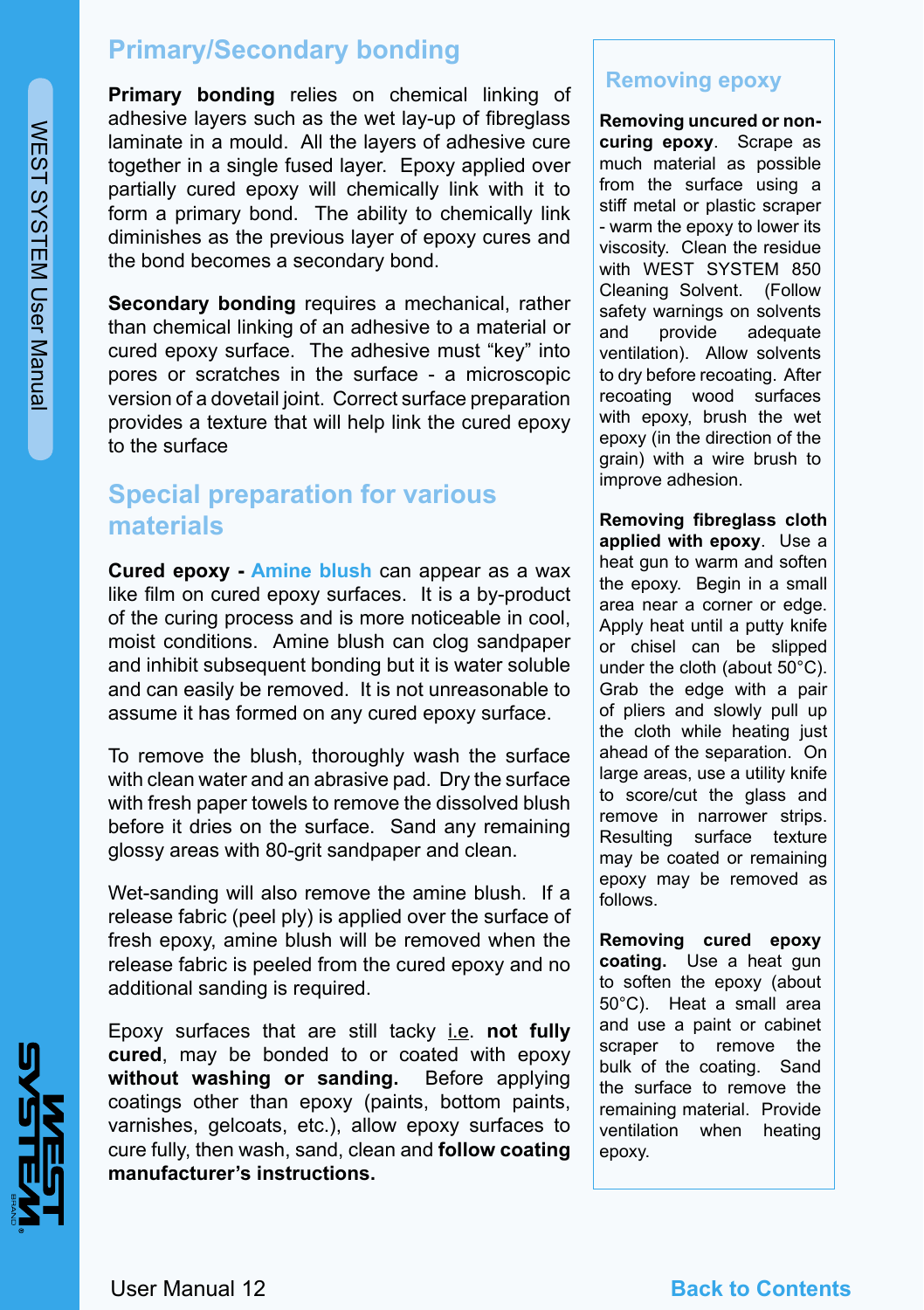## Primary/Secondary bonding

**Primary bonding** relies on chemical linking of adhesive layers such as the wet lay-up of fibreglass laminate in a mould. All the layers of adhesive cure together in a single fused layer. Epoxy applied over partially cured epoxy will chemically link with it to form a primary bond. The ability to chemically link diminishes as the previous layer of epoxy cures and the bond becomes a secondary bond.

**Secondary bonding** requires a mechanical, rather than chemical linking of an adhesive to a material or cured epoxy surface. The adhesive must "key" into pores or scratches in the surface - a microscopic version of a dovetail joint. Correct surface preparation provides a texture that will help link the cured epoxy to the surface

## Special preparation for various materials

**Cured epoxy -** Amine blush can appear as a wax like film on cured epoxy surfaces. It is a by-product of the curing process and is more noticeable in cool, moist conditions. Amine blush can clog sandpaper and inhibit subsequent bonding but it is water soluble and can easily be removed. It is not unreasonable to assume it has formed on any cured epoxy surface.

To remove the blush, thoroughly wash the surface with clean water and an abrasive pad. Dry the surface with fresh paper towels to remove the dissolved blush before it dries on the surface. Sand any remaining glossy areas with 80-grit sandpaper and clean.

Wet-sanding will also remove the amine blush. If a release fabric (peel ply) is applied over the surface of fresh epoxy, amine blush will be removed when the release fabric is peeled from the cured epoxy and no additional sanding is required.

Epoxy surfaces that are still tacky i.e. **not fully cured**, may be bonded to or coated with epoxy **without washing or sanding.** Before applying coatings other than epoxy (paints, bottom paints, varnishes, gelcoats, etc.), allow epoxy surfaces to cure fully, then wash, sand, clean and **follow coating manufacturer's instructions.**

## Removing epoxy

**Removing uncured or non-curing epoxy**. Scrape as much material as possible from the surface using a stiff metal or plastic scraper - warm the epoxy to lower its viscosity. Clean the residue with WEST SYSTEM 850 Cleaning Solvent. (Follow safety warnings on solvents and provide adequate ventilation). Allow solvents to dry before recoating. After recoating wood surfaces with epoxy, brush the wet epoxy (in the direction of the grain) with a wire brush to improve adhesion.

**Removing fibreglass cloth applied with epoxy**. Use a heat gun to warm and soften the epoxy. Begin in a small area near a corner or edge. Apply heat until a putty knife or chisel can be slipped under the cloth (about 50°C). Grab the edge with a pair of pliers and slowly pull up the cloth while heating just ahead of the separation. On large areas, use a utility knife to score/cut the glass and remove in narrower strips. Resulting surface texture may be coated or remaining epoxy may be removed as follows.

**Removing cured epoxy coating.** Use a heat gun to soften the epoxy (about 50°C). Heat a small area and use a paint or cabinet scraper to remove the bulk of the coating. Sand the surface to remove the remaining material. Provide ventilation when heating epoxy.

Back to Contents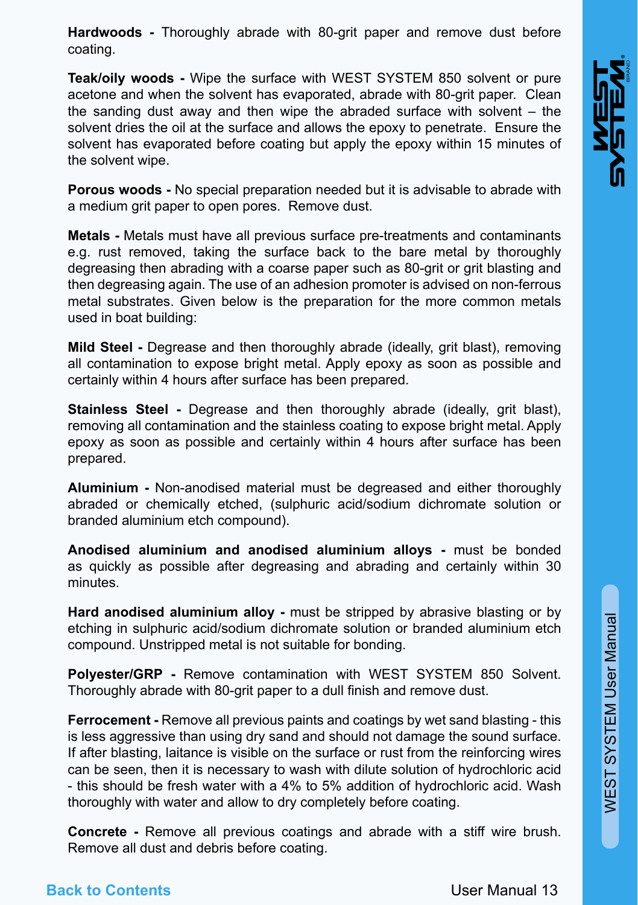**Hardwoods -** Thoroughly abrade with 80-grit paper and remove dust before coating.

**Teak/oily woods -** Wipe the surface with WEST SYSTEM 850 solvent or pure acetone and when the solvent has evaporated, abrade with 80-grit paper. Clean the sanding dust away and then wipe the abraded surface with solvent – the solvent dries the oil at the surface and allows the epoxy to penetrate. Ensure the solvent has evaporated before coating but apply the epoxy within 15 minutes of the solvent wipe.

**Porous woods -** No special preparation needed but it is advisable to abrade with a medium grit paper to open pores. Remove dust.

**Metals -** Metals must have all previous surface pre-treatments and contaminants e.g. rust removed, taking the surface back to the bare metal by thoroughly degreasing then abrading with a coarse paper such as 80-grit or grit blasting and then degreasing again. The use of an adhesion promoter is advised on non-ferrous metal substrates. Given below is the preparation for the more common metals used in boat building:

**Mild Steel -** Degrease and then thoroughly abrade (ideally, grit blast), removing all contamination to expose bright metal. Apply epoxy as soon as possible and certainly within 4 hours after surface has been prepared.

**Stainless Steel -** Degrease and then thoroughly abrade (ideally, grit blast), removing all contamination and the stainless coating to expose bright metal. Apply epoxy as soon as possible and certainly within 4 hours after surface has been prepared.

**Aluminium -** Non-anodised material must be degreased and either thoroughly abraded or chemically etched, (sulphuric acid/sodium dichromate solution or branded aluminium etch compound).

**Anodised aluminium and anodised aluminium alloys -** must be bonded as quickly as possible after degreasing and abrading and certainly within 30 minutes.

**Hard anodised aluminium alloy -** must be stripped by abrasive blasting or by etching in sulphuric acid/sodium dichromate solution or branded aluminium etch compound. Unstripped metal is not suitable for bonding.

**Polyester/GRP -** Remove contamination with WEST SYSTEM 850 Solvent. Thoroughly abrade with 80-grit paper to a dull finish and remove dust.

**Ferrocement -** Remove all previous paints and coatings by wet sand blasting - this is less aggressive than using dry sand and should not damage the sound surface. If after blasting, laitance is visible on the surface or rust from the reinforcing wires can be seen, then it is necessary to wash with dilute solution of hydrochloric acid - this should be fresh water with a 4% to 5% addition of hydrochloric acid. Wash thoroughly with water and allow to dry completely before coating.

**Concrete -** Remove all previous coatings and abrade with a stiff wire brush. Remove all dust and debris before coating.

Back to Contents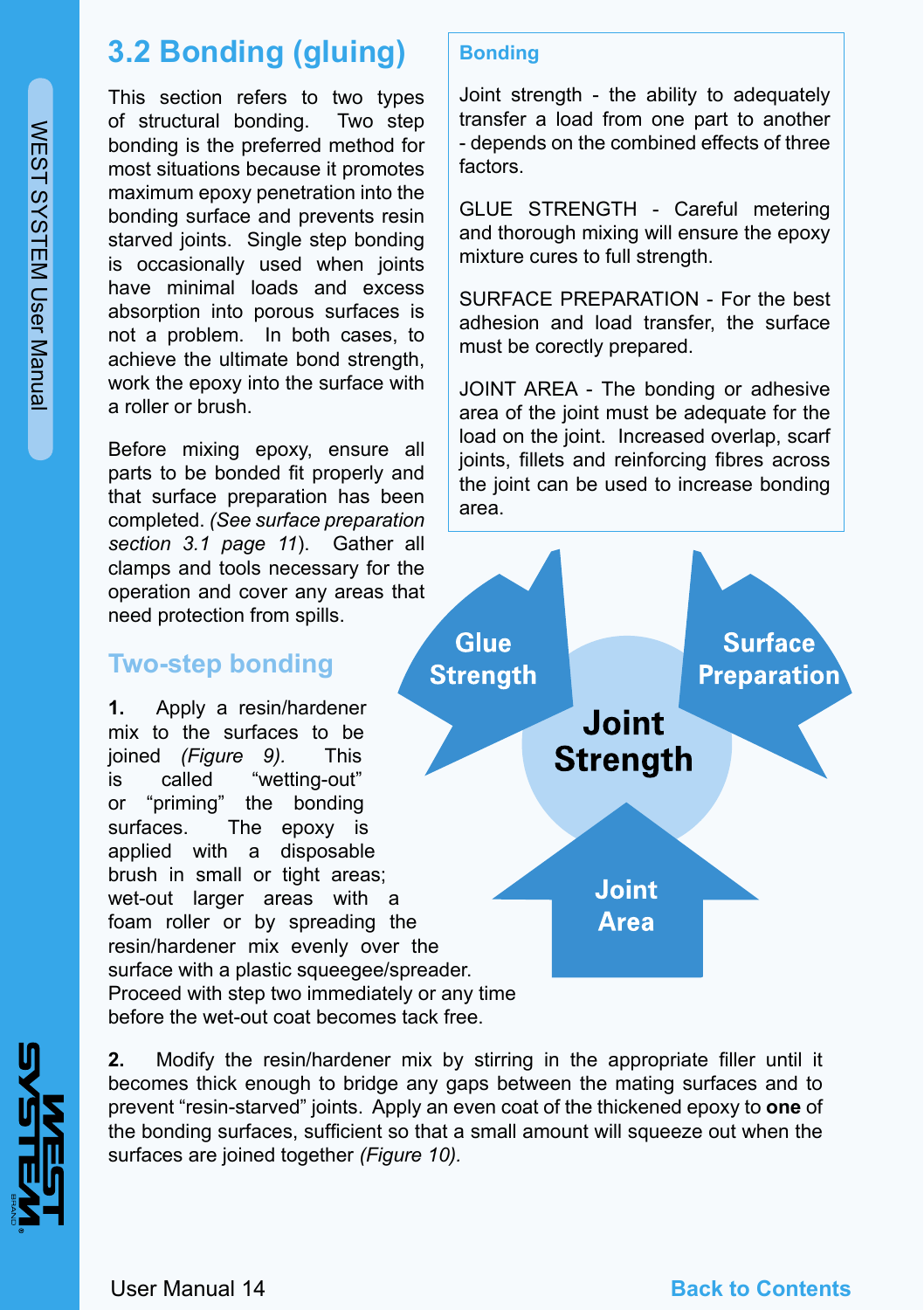## 3.2 Bonding (gluing)

This section refers to two types of structural bonding. Two step bonding is the preferred method for most situations because it promotes maximum epoxy penetration into the bonding surface and prevents resin starved joints. Single step bonding is occasionally used when joints have minimal loads and excess absorption into porous surfaces is not a problem. In both cases, to achieve the ultimate bond strength, work the epoxy into the surface with a roller or brush.

Before mixing epoxy, ensure all parts to be bonded fit properly and that surface preparation has been completed. *(See surface preparation section 3.1 page 11)*. Gather all clamps and tools necessary for the operation and cover any areas that need protection from spills.

**Bonding**

Joint strength - the ability to adequately transfer a load from one part to another - depends on the combined effects of three factors.

GLUE STRENGTH - Careful metering and thorough mixing will ensure the epoxy mixture cures to full strength.

SURFACE PREPARATION - For the best adhesion and load transfer, the surface must be corectly prepared.

JOINT AREA - The bonding or adhesive area of the joint must be adequate for the load on the joint. Increased overlap, scarf joints, fillets and reinforcing fibres across the joint can be used to increase bonding area.

Glue Strength

Surface Preparation

Joint Strength

Joint Area

### Two-step bonding

**1.** Apply a resin/hardener mix to the surfaces to be joined *(Figure 9).* This is called "wetting-out" or "priming" the bonding surfaces. The epoxy is applied with a disposable brush in small or tight areas; wet-out larger areas with a foam roller or by spreading the resin/hardener mix evenly over the surface with a plastic squeegee/spreader. Proceed with step two immediately or any time before the wet-out coat becomes tack free.

**2.** Modify the resin/hardener mix by stirring in the appropriate filler until it becomes thick enough to bridge any gaps between the mating surfaces and to prevent "resin-starved" joints. Apply an even coat of the thickened epoxy to **one** of the bonding surfaces, sufficient so that a small amount will squeeze out when the surfaces are joined together *(Figure 10).*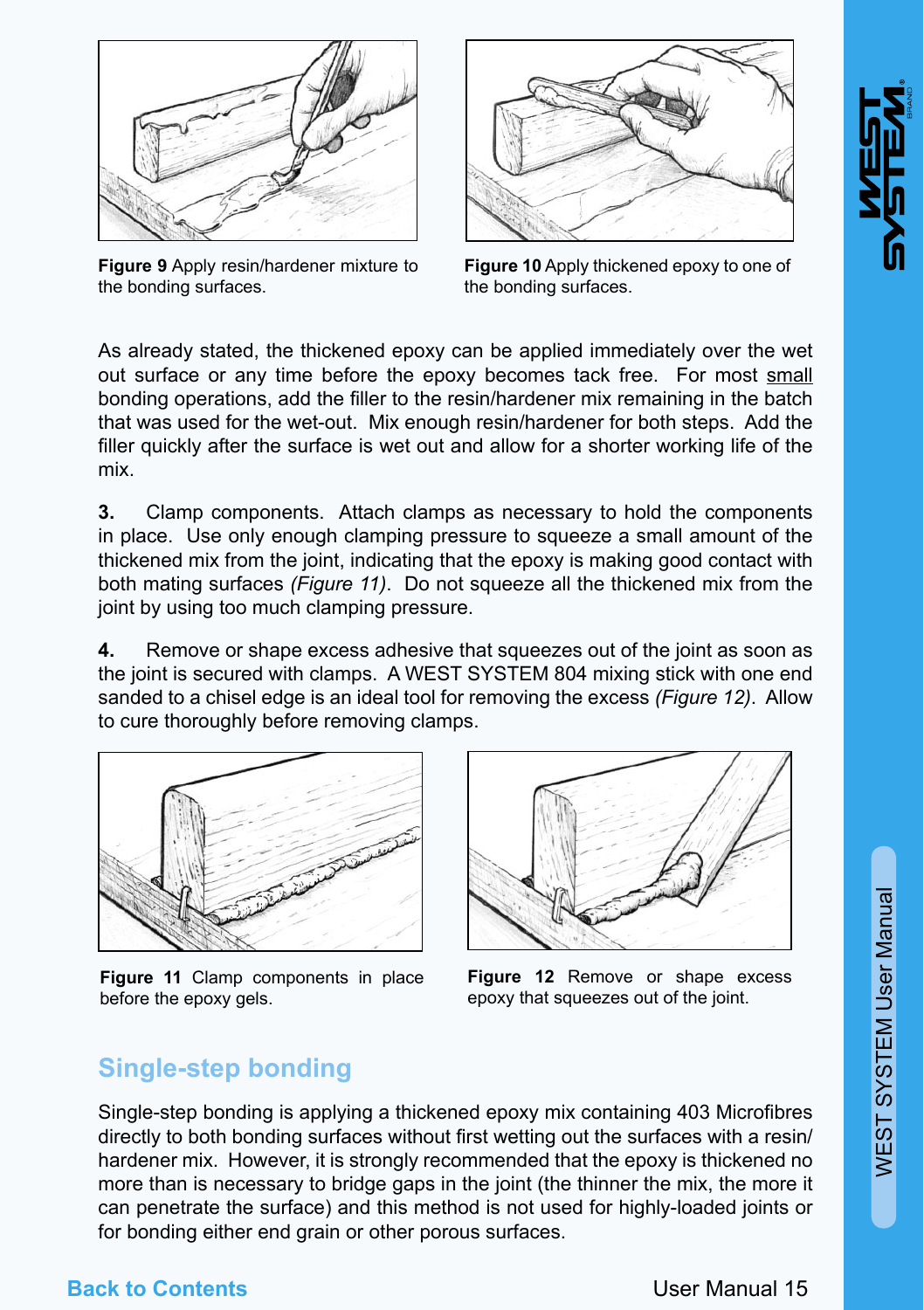**Figure 9** Apply resin/hardener mixture to the bonding surfaces.

**Figure 10** Apply thickened epoxy to one of the bonding surfaces.

As already stated, the thickened epoxy can be applied immediately over the wet out surface or any time before the epoxy becomes tack free. For most small bonding operations, add the filler to the resin/hardener mix remaining in the batch that was used for the wet-out. Mix enough resin/hardener for both steps. Add the filler quickly after the surface is wet out and allow for a shorter working life of the mix.

**3.** Clamp components. Attach clamps as necessary to hold the components in place. Use only enough clamping pressure to squeeze a small amount of the thickened mix from the joint, indicating that the epoxy is making good contact with both mating surfaces *(Figure 11)*. Do not squeeze all the thickened mix from the joint by using too much clamping pressure.

**4.** Remove or shape excess adhesive that squeezes out of the joint as soon as the joint is secured with clamps. A WEST SYSTEM 804 mixing stick with one end sanded to a chisel edge is an ideal tool for removing the excess *(Figure 12)*. Allow to cure thoroughly before removing clamps.

**Figure 11** Clamp components in place before the epoxy gels.

**Figure 12** Remove or shape excess epoxy that squeezes out of the joint.

## Single-step bonding

Single-step bonding is applying a thickened epoxy mix containing 403 Microfibres directly to both bonding surfaces without first wetting out the surfaces with a resin/hardener mix. However, it is strongly recommended that the epoxy is thickened no more than is necessary to bridge gaps in the joint (the thinner the mix, the more it can penetrate the surface) and this method is not used for highly-loaded joints or for bonding either end grain or other porous surfaces.

Back to Contents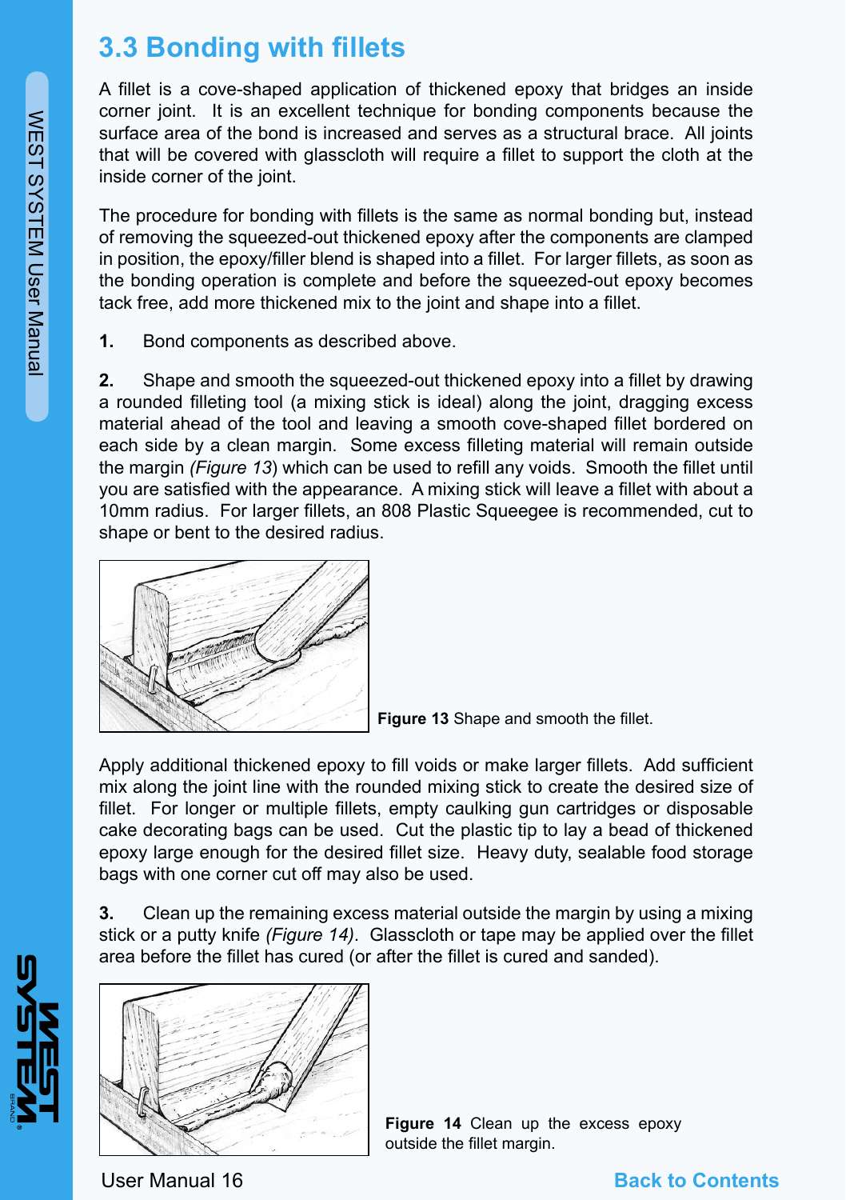## 3.3 Bonding with fillets

A fillet is a cove-shaped application of thickened epoxy that bridges an inside corner joint. It is an excellent technique for bonding components because the surface area of the bond is increased and serves as a structural brace. All joints that will be covered with glasscloth will require a fillet to support the cloth at the inside corner of the joint.

The procedure for bonding with fillets is the same as normal bonding but, instead of removing the squeezed-out thickened epoxy after the components are clamped in position, the epoxy/filler blend is shaped into a fillet. For larger fillets, as soon as the bonding operation is complete and before the squeezed-out epoxy becomes tack free, add more thickened mix to the joint and shape into a fillet.

**1.** Bond components as described above.

**2.** Shape and smooth the squeezed-out thickened epoxy into a fillet by drawing a rounded filleting tool (a mixing stick is ideal) along the joint, dragging excess material ahead of the tool and leaving a smooth cove-shaped fillet bordered on each side by a clean margin. Some excess filleting material will remain outside the margin *(Figure 13)* which can be used to refill any voids. Smooth the fillet until you are satisfied with the appearance. A mixing stick will leave a fillet with about a 10mm radius. For larger fillets, an 808 Plastic Squeegee is recommended, cut to shape or bent to the desired radius.

**Figure 13** Shape and smooth the fillet.

Apply additional thickened epoxy to fill voids or make larger fillets. Add sufficient mix along the joint line with the rounded mixing stick to create the desired size of fillet. For longer or multiple fillets, empty caulking gun cartridges or disposable cake decorating bags can be used. Cut the plastic tip to lay a bead of thickened epoxy large enough for the desired fillet size. Heavy duty, sealable food storage bags with one corner cut off may also be used.

**3.** Clean up the remaining excess material outside the margin by using a mixing stick or a putty knife *(Figure 14)*. Glasscloth or tape may be applied over the fillet area before the fillet has cured (or after the fillet is cured and sanded).

**Figure 14** Clean up the excess epoxy outside the fillet margin.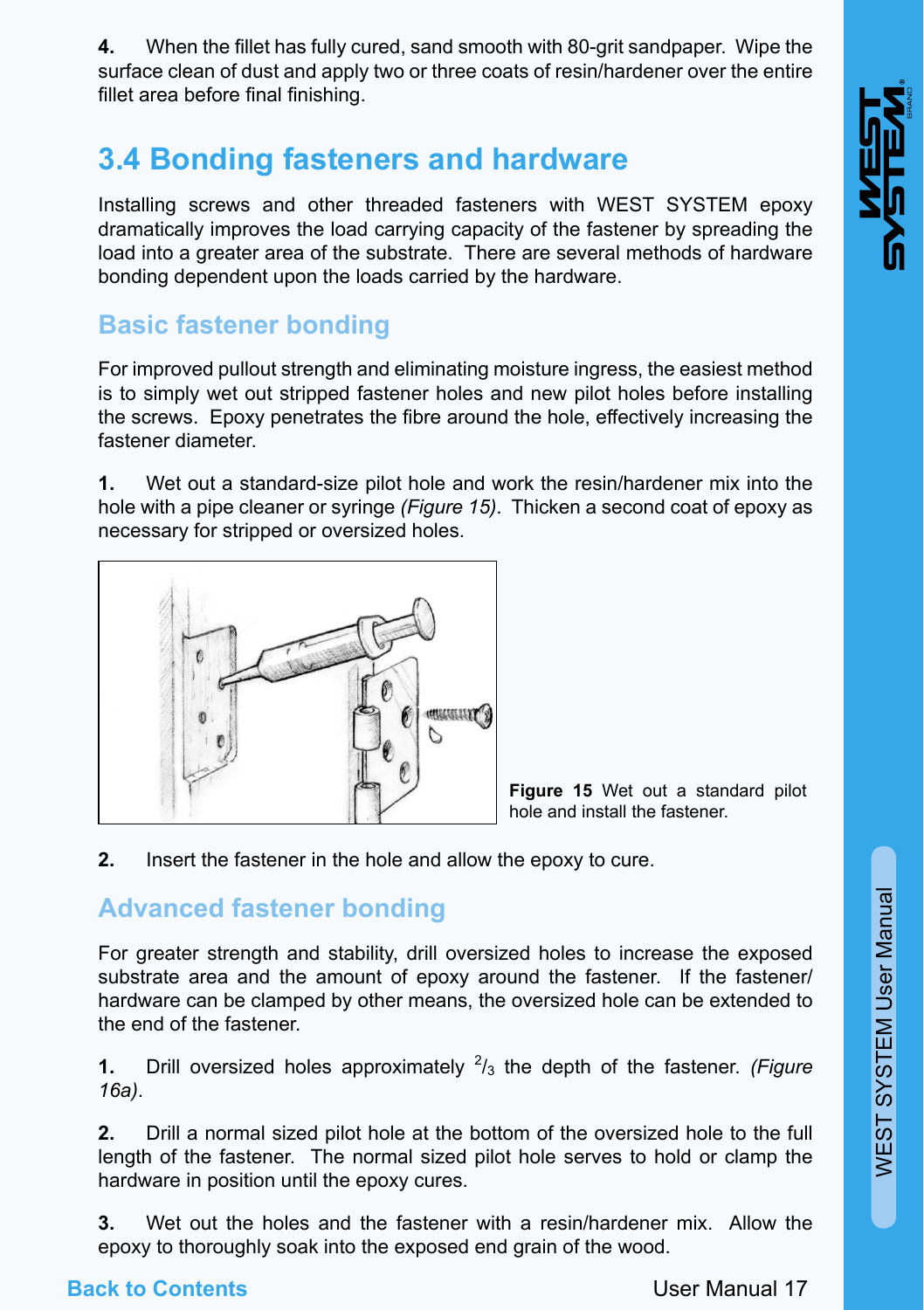**4.** When the fillet has fully cured, sand smooth with 80-grit sandpaper. Wipe the surface clean of dust and apply two or three coats of resin/hardener over the entire fillet area before final finishing.

## 3.4 Bonding fasteners and hardware

Installing screws and other threaded fasteners with WEST SYSTEM epoxy dramatically improves the load carrying capacity of the fastener by spreading the load into a greater area of the substrate. There are several methods of hardware bonding dependent upon the loads carried by the hardware.

### Basic fastener bonding

For improved pullout strength and eliminating moisture ingress, the easiest method is to simply wet out stripped fastener holes and new pilot holes before installing the screws. Epoxy penetrates the fibre around the hole, effectively increasing the fastener diameter.

**1.** Wet out a standard-size pilot hole and work the resin/hardener mix into the hole with a pipe cleaner or syringe *(Figure 15)*. Thicken a second coat of epoxy as necessary for stripped or oversized holes.

**Figure 15** Wet out a standard pilot hole and install the fastener.

**2.** Insert the fastener in the hole and allow the epoxy to cure.

### Advanced fastener bonding

For greater strength and stability, drill oversized holes to increase the exposed substrate area and the amount of epoxy around the fastener. If the fastener/hardware can be clamped by other means, the oversized hole can be extended to the end of the fastener.

**1.** Drill oversized holes approximately $^{2}/_{3}$ the depth of the fastener. *(Figure 16a)*.

**2.** Drill a normal sized pilot hole at the bottom of the oversized hole to the full length of the fastener. The normal sized pilot hole serves to hold or clamp the hardware in position until the epoxy cures.

**3.** Wet out the holes and the fastener with a resin/hardener mix. Allow the epoxy to thoroughly soak into the exposed end grain of the wood.

Back to Contents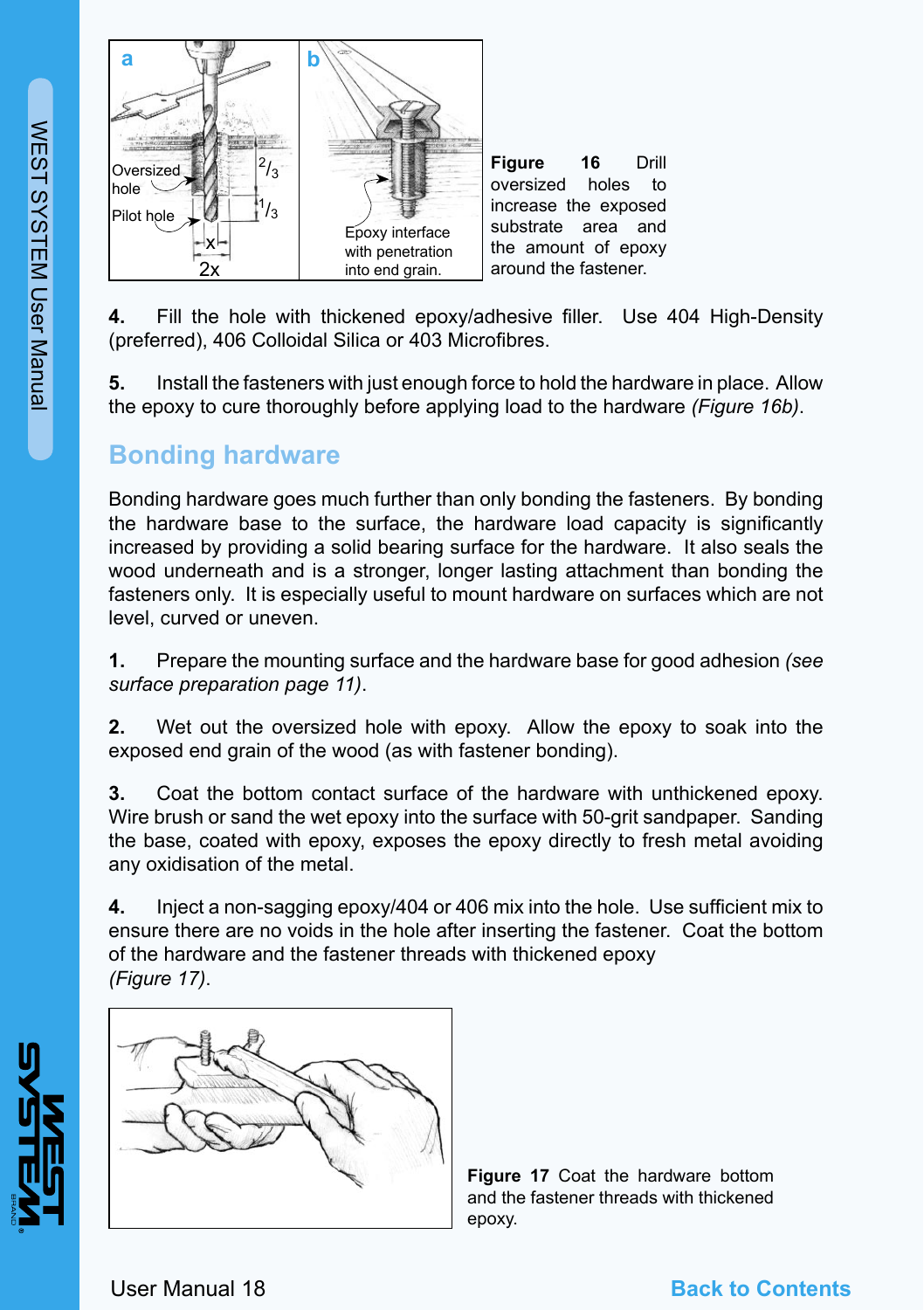**Figure 16** Drill oversized holes to increase the exposed substrate area and the amount of epoxy around the fastener.

**4.** Fill the hole with thickened epoxy/adhesive filler. Use 404 High-Density (preferred), 406 Colloidal Silica or 403 Microfibres.

**5.** Install the fasteners with just enough force to hold the hardware in place. Allow the epoxy to cure thoroughly before applying load to the hardware *(Figure 16b)*.

## Bonding hardware

Bonding hardware goes much further than only bonding the fasteners. By bonding the hardware base to the surface, the hardware load capacity is significantly increased by providing a solid bearing surface for the hardware. It also seals the wood underneath and is a stronger, longer lasting attachment than bonding the fasteners only. It is especially useful to mount hardware on surfaces which are not level, curved or uneven.

**1.** Prepare the mounting surface and the hardware base for good adhesion *(see surface preparation page 11)*.

**2.** Wet out the oversized hole with epoxy. Allow the epoxy to soak into the exposed end grain of the wood (as with fastener bonding).

**3.** Coat the bottom contact surface of the hardware with unthickened epoxy. Wire brush or sand the wet epoxy into the surface with 50-grit sandpaper. Sanding the base, coated with epoxy, exposes the epoxy directly to fresh metal avoiding any oxidisation of the metal.

**4.** Inject a non-sagging epoxy/404 or 406 mix into the hole. Use sufficient mix to ensure there are no voids in the hole after inserting the fastener. Coat the bottom of the hardware and the fastener threads with thickened epoxy *(Figure 17)*.

**Figure 17** Coat the hardware bottom and the fastener threads with thickened epoxy.

Back to Contents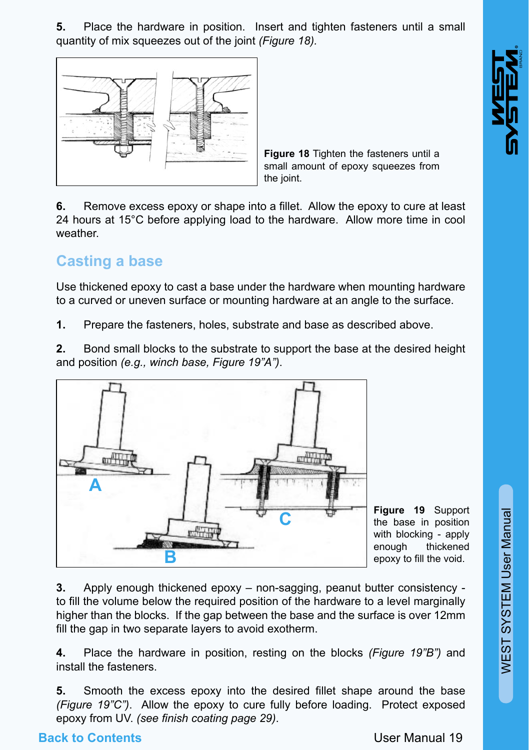**5.** Place the hardware in position. Insert and tighten fasteners until a small quantity of mix squeezes out of the joint *(Figure 18).*

**Figure 18** Tighten the fasteners until a small amount of epoxy squeezes from the joint.

**6.** Remove excess epoxy or shape into a fillet. Allow the epoxy to cure at least 24 hours at 15°C before applying load to the hardware. Allow more time in cool weather.

## Casting a base

Use thickened epoxy to cast a base under the hardware when mounting hardware to a curved or uneven surface or mounting hardware at an angle to the surface.

**1.** Prepare the fasteners, holes, substrate and base as described above.

**2.** Bond small blocks to the substrate to support the base at the desired height and position *(e.g., winch base, Figure 19"A")*.

**Figure 19** Support the base in position with blocking - apply enough thickened epoxy to fill the void.

**3.** Apply enough thickened epoxy – non-sagging, peanut butter consistency - to fill the volume below the required position of the hardware to a level marginally higher than the blocks. If the gap between the base and the surface is over 12mm fill the gap in two separate layers to avoid exotherm.

**4.** Place the hardware in position, resting on the blocks *(Figure 19"B")* and install the fasteners.

**5.** Smooth the excess epoxy into the desired fillet shape around the base *(Figure 19"C")*. Allow the epoxy to cure fully before loading. Protect exposed epoxy from UV. *(see finish coating page 29)*.

Back to Contents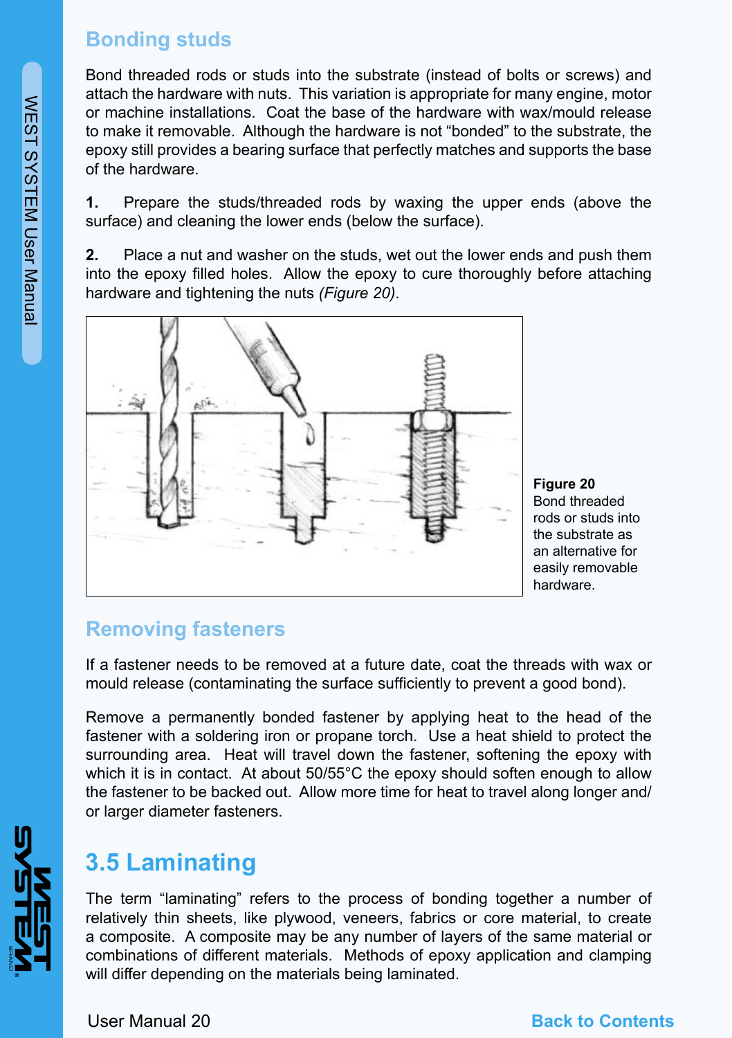## Bonding studs

Bond threaded rods or studs into the substrate (instead of bolts or screws) and attach the hardware with nuts. This variation is appropriate for many engine, motor or machine installations. Coat the base of the hardware with wax/mould release to make it removable. Although the hardware is not "bonded" to the substrate, the epoxy still provides a bearing surface that perfectly matches and supports the base of the hardware.

**1.** Prepare the studs/threaded rods by waxing the upper ends (above the surface) and cleaning the lower ends (below the surface).

**2.** Place a nut and washer on the studs, wet out the lower ends and push them into the epoxy filled holes. Allow the epoxy to cure thoroughly before attaching hardware and tightening the nuts *(Figure 20)*.

**Figure 20**
Bond threaded rods or studs into the substrate as an alternative for easily removable hardware.

## Removing fasteners

If a fastener needs to be removed at a future date, coat the threads with wax or mould release (contaminating the surface sufficiently to prevent a good bond).

Remove a permanently bonded fastener by applying heat to the head of the fastener with a soldering iron or propane torch. Use a heat shield to protect the surrounding area. Heat will travel down the fastener, softening the epoxy with which it is in contact. At about 50/55°C the epoxy should soften enough to allow the fastener to be backed out. Allow more time for heat to travel along longer and/or larger diameter fasteners.

# 3.5 Laminating

The term "laminating" refers to the process of bonding together a number of relatively thin sheets, like plywood, veneers, fabrics or core material, to create a composite. A composite may be any number of layers of the same material or combinations of different materials. Methods of epoxy application and clamping will differ depending on the materials being laminated.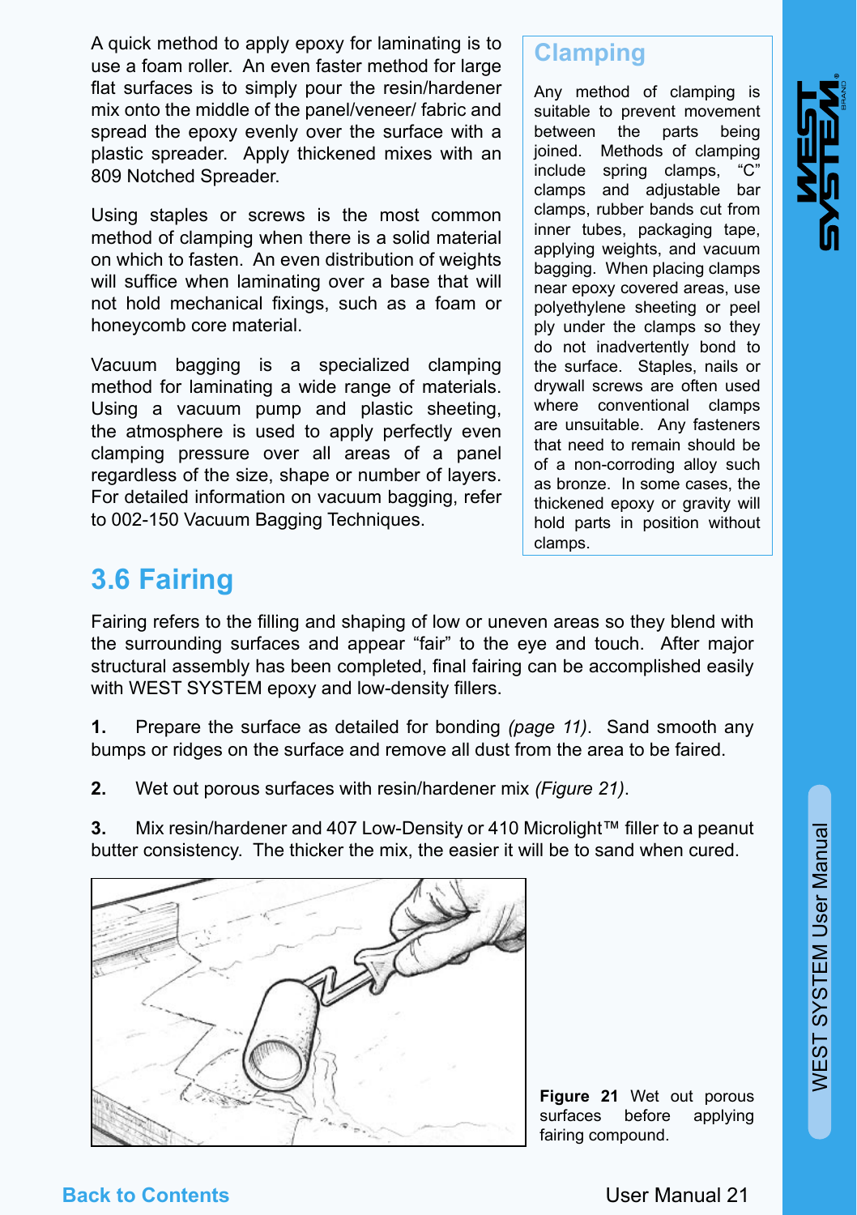A quick method to apply epoxy for laminating is to use a foam roller. An even faster method for large flat surfaces is to simply pour the resin/hardener mix onto the middle of the panel/veneer/ fabric and spread the epoxy evenly over the surface with a plastic spreader. Apply thickened mixes with an 809 Notched Spreader.

Using staples or screws is the most common method of clamping when there is a solid material on which to fasten. An even distribution of weights will suffice when laminating over a base that will not hold mechanical fixings, such as a foam or honeycomb core material.

Vacuum bagging is a specialized clamping method for laminating a wide range of materials. Using a vacuum pump and plastic sheeting, the atmosphere is used to apply perfectly even clamping pressure over all areas of a panel regardless of the size, shape or number of layers. For detailed information on vacuum bagging, refer to 002-150 Vacuum Bagging Techniques.

### Clamping

Any method of clamping is suitable to prevent movement between the parts being joined. Methods of clamping include spring clamps, "C" clamps and adjustable bar clamps, rubber bands cut from inner tubes, packaging tape, applying weights, and vacuum bagging. When placing clamps near epoxy covered areas, use polyethylene sheeting or peel ply under the clamps so they do not inadvertently bond to the surface. Staples, nails or drywall screws are often used where conventional clamps are unsuitable. Any fasteners that need to remain should be of a non-corroding alloy such as bronze. In some cases, the thickened epoxy or gravity will hold parts in position without clamps.

## 3.6 Fairing

Fairing refers to the filling and shaping of low or uneven areas so they blend with the surrounding surfaces and appear "fair" to the eye and touch. After major structural assembly has been completed, final fairing can be accomplished easily with WEST SYSTEM epoxy and low-density fillers.

**1.** Prepare the surface as detailed for bonding *(page 11)*. Sand smooth any bumps or ridges on the surface and remove all dust from the area to be faired.

**2.** Wet out porous surfaces with resin/hardener mix *(Figure 21)*.

**3.** Mix resin/hardener and 407 Low-Density or 410 Microlight™ filler to a peanut butter consistency. The thicker the mix, the easier it will be to sand when cured.

**Figure 21** Wet out porous surfaces before applying fairing compound.

Back to Contents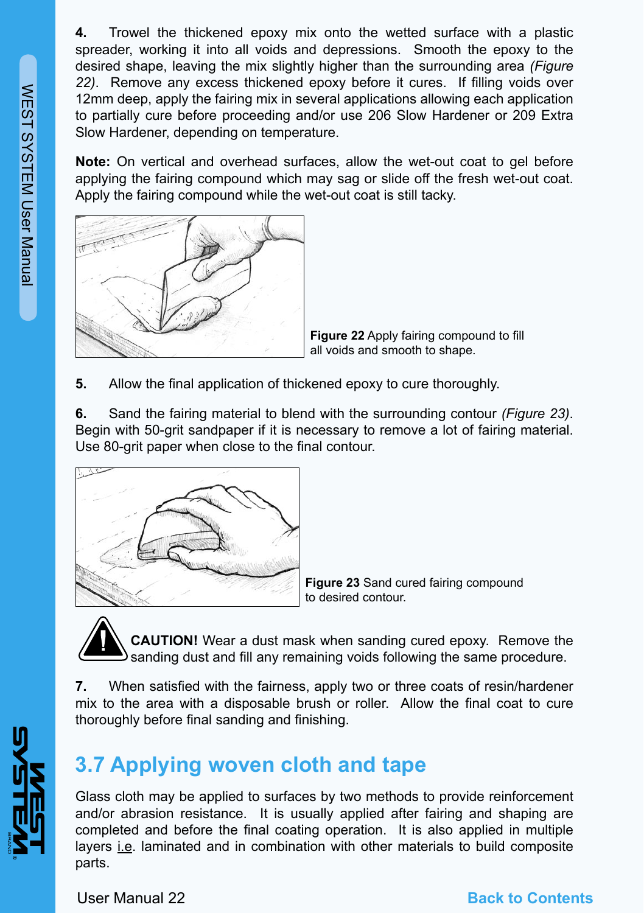**4.** Trowel the thickened epoxy mix onto the wetted surface with a plastic spreader, working it into all voids and depressions. Smooth the epoxy to the desired shape, leaving the mix slightly higher than the surrounding area *(Figure 22)*. Remove any excess thickened epoxy before it cures. If filling voids over 12mm deep, apply the fairing mix in several applications allowing each application to partially cure before proceeding and/or use 206 Slow Hardener or 209 Extra Slow Hardener, depending on temperature.

**Note:** On vertical and overhead surfaces, allow the wet-out coat to gel before applying the fairing compound which may sag or slide off the fresh wet-out coat. Apply the fairing compound while the wet-out coat is still tacky.

**Figure 22** Apply fairing compound to fill all voids and smooth to shape.

**5.** Allow the final application of thickened epoxy to cure thoroughly.

**6.** Sand the fairing material to blend with the surrounding contour *(Figure 23)*. Begin with 50-grit sandpaper if it is necessary to remove a lot of fairing material. Use 80-grit paper when close to the final contour.

**Figure 23** Sand cured fairing compound to desired contour.

**CAUTION!** Wear a dust mask when sanding cured epoxy. Remove the sanding dust and fill any remaining voids following the same procedure.

**7.** When satisfied with the fairness, apply two or three coats of resin/hardener mix to the area with a disposable brush or roller. Allow the final coat to cure thoroughly before final sanding and finishing.

## 3.7 Applying woven cloth and tape

Glass cloth may be applied to surfaces by two methods to provide reinforcement and/or abrasion resistance. It is usually applied after fairing and shaping are completed and before the final coating operation. It is also applied in multiple layers i.e. laminated and in combination with other materials to build composite parts.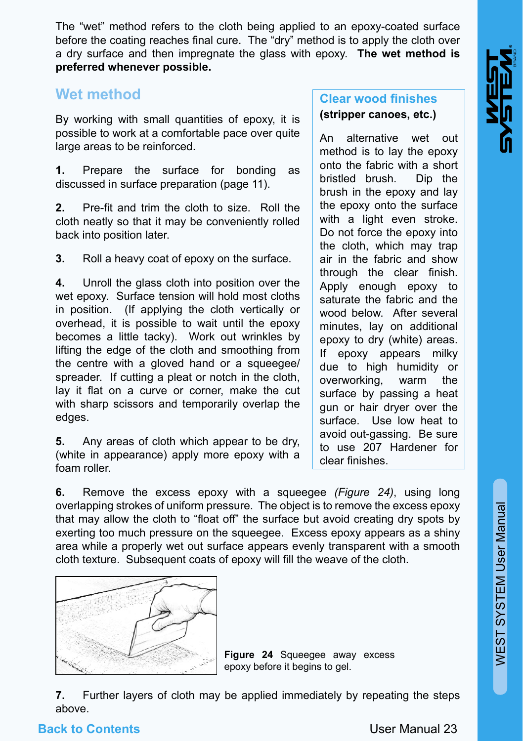The “wet” method refers to the cloth being applied to an epoxy-coated surface before the coating reaches final cure. The “dry” method is to apply the cloth over a dry surface and then impregnate the glass with epoxy. **The wet method is preferred whenever possible.**

## Wet method

By working with small quantities of epoxy, it is possible to work at a comfortable pace over quite large areas to be reinforced.

**1.** Prepare the surface for bonding as discussed in surface preparation (page 11).

**2.** Pre-fit and trim the cloth to size. Roll the cloth neatly so that it may be conveniently rolled back into position later.

**3.** Roll a heavy coat of epoxy on the surface.

**4.** Unroll the glass cloth into position over the wet epoxy. Surface tension will hold most cloths in position. (If applying the cloth vertically or overhead, it is possible to wait until the epoxy becomes a little tacky). Work out wrinkles by lifting the edge of the cloth and smoothing from the centre with a gloved hand or a squeegee/spreader. If cutting a pleat or notch in the cloth, lay it flat on a curve or corner, make the cut with sharp scissors and temporarily overlap the edges.

**5.** Any areas of cloth which appear to be dry, (white in appearance) apply more epoxy with a foam roller.

### Clear wood finishes

**(stripper canoes, etc.)**

An alternative wet out method is to lay the epoxy onto the fabric with a short bristled brush. Dip the brush in the epoxy and lay the epoxy onto the surface with a light even stroke. Do not force the epoxy into the cloth, which may trap air in the fabric and show through the clear finish. Apply enough epoxy to saturate the fabric and the wood below. After several minutes, lay on additional epoxy to dry (white) areas. If epoxy appears milky due to high humidity or overworking, warm the surface by passing a heat gun or hair dryer over the surface. Use low heat to avoid out-gassing. Be sure to use 207 Hardener for clear finishes.

**6.** Remove the excess epoxy with a squeegee *(Figure 24)*, using long overlapping strokes of uniform pressure. The object is to remove the excess epoxy that may allow the cloth to “float off” the surface but avoid creating dry spots by exerting too much pressure on the squeegee. Excess epoxy appears as a shiny area while a properly wet out surface appears evenly transparent with a smooth cloth texture. Subsequent coats of epoxy will fill the weave of the cloth.

**Figure 24** Squeegee away excess epoxy before it begins to gel.

**7.** Further layers of cloth may be applied immediately by repeating the steps above.

Back to Contents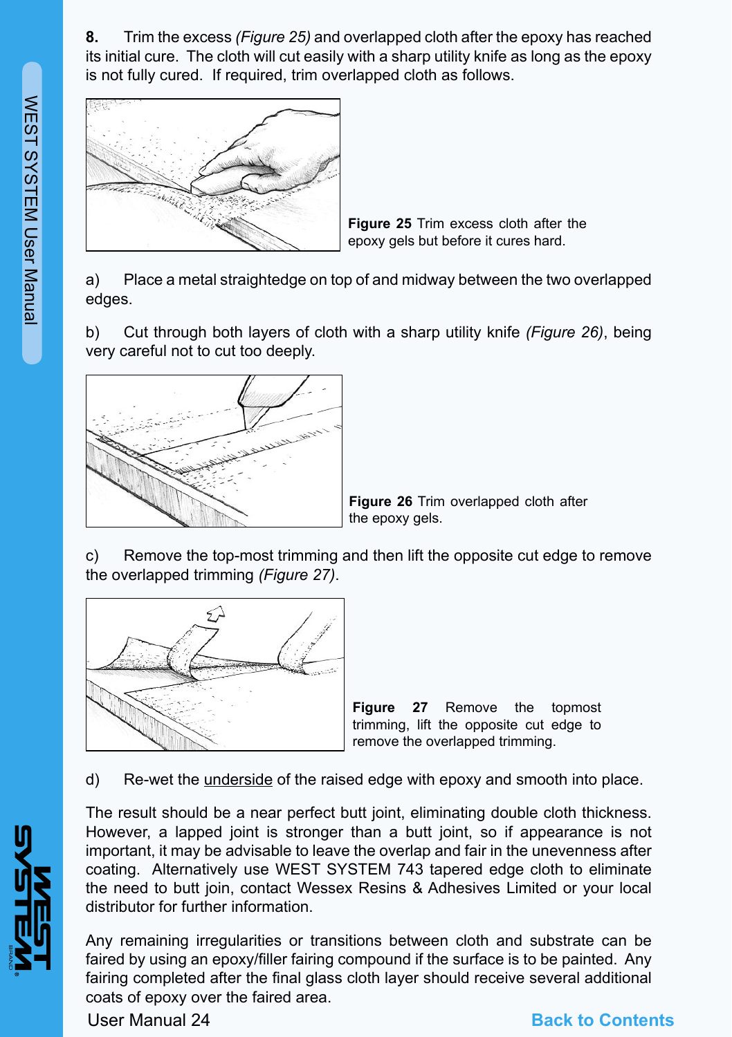8. Trim the excess *(Figure 25)* and overlapped cloth after the epoxy has reached its initial cure. The cloth will cut easily with a sharp utility knife as long as the epoxy is not fully cured. If required, trim overlapped cloth as follows.

**Figure 25** Trim excess cloth after the epoxy gels but before it cures hard.

a) Place a metal straightedge on top of and midway between the two overlapped edges.

b) Cut through both layers of cloth with a sharp utility knife *(Figure 26)*, being very careful not to cut too deeply.

**Figure 26** Trim overlapped cloth after the epoxy gels.

c) Remove the top-most trimming and then lift the opposite cut edge to remove the overlapped trimming *(Figure 27)*.

**Figure 27** Remove the topmost trimming, lift the opposite cut edge to remove the overlapped trimming.

d) Re-wet the <u>underside</u> of the raised edge with epoxy and smooth into place.

The result should be a near perfect butt joint, eliminating double cloth thickness. However, a lapped joint is stronger than a butt joint, so if appearance is not important, it may be advisable to leave the overlap and fair in the unevenness after coating. Alternatively use WEST SYSTEM 743 tapered edge cloth to eliminate the need to butt join, contact Wessex Resins & Adhesives Limited or your local distributor for further information.

Any remaining irregularities or transitions between cloth and substrate can be faired by using an epoxy/filler fairing compound if the surface is to be painted. Any fairing completed after the final glass cloth layer should receive several additional coats of epoxy over the faired area.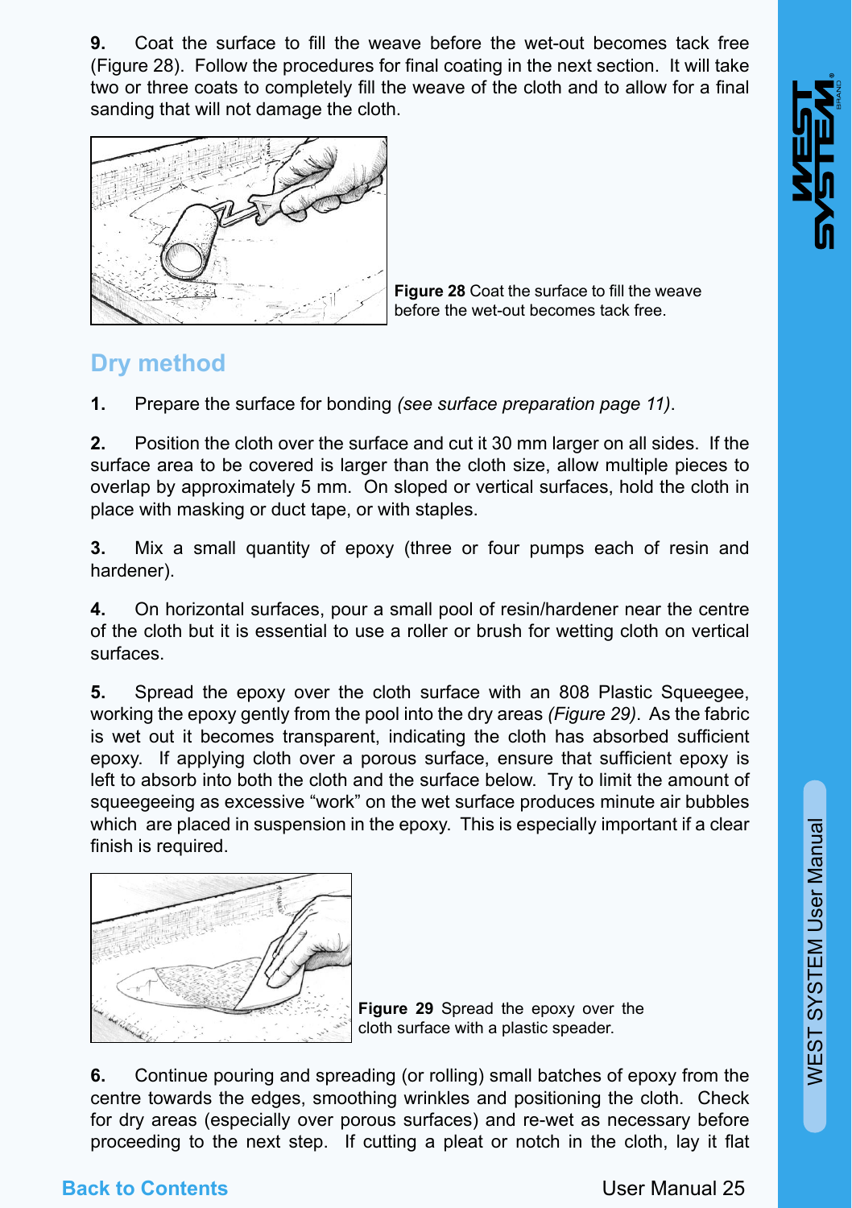**9.** Coat the surface to fill the weave before the wet-out becomes tack free (Figure 28). Follow the procedures for final coating in the next section. It will take two or three coats to completely fill the weave of the cloth and to allow for a final sanding that will not damage the cloth.

**Figure 28** Coat the surface to fill the weave before the wet-out becomes tack free.

## Dry method

**1.** Prepare the surface for bonding *(see surface preparation page 11)*.

**2.** Position the cloth over the surface and cut it 30 mm larger on all sides. If the surface area to be covered is larger than the cloth size, allow multiple pieces to overlap by approximately 5 mm. On sloped or vertical surfaces, hold the cloth in place with masking or duct tape, or with staples.

**3.** Mix a small quantity of epoxy (three or four pumps each of resin and hardener).

**4.** On horizontal surfaces, pour a small pool of resin/hardener near the centre of the cloth but it is essential to use a roller or brush for wetting cloth on vertical surfaces.

**5.** Spread the epoxy over the cloth surface with an 808 Plastic Squeegee, working the epoxy gently from the pool into the dry areas *(Figure 29)*. As the fabric is wet out it becomes transparent, indicating the cloth has absorbed sufficient epoxy. If applying cloth over a porous surface, ensure that sufficient epoxy is left to absorb into both the cloth and the surface below. Try to limit the amount of squeegeeing as excessive "work" on the wet surface produces minute air bubbles which are placed in suspension in the epoxy. This is especially important if a clear finish is required.

**Figure 29** Spread the epoxy over the cloth surface with a plastic speader.

**6.** Continue pouring and spreading (or rolling) small batches of epoxy from the centre towards the edges, smoothing wrinkles and positioning the cloth. Check for dry areas (especially over porous surfaces) and re-wet as necessary before proceeding to the next step. If cutting a pleat or notch in the cloth, lay it flat

Back to Contents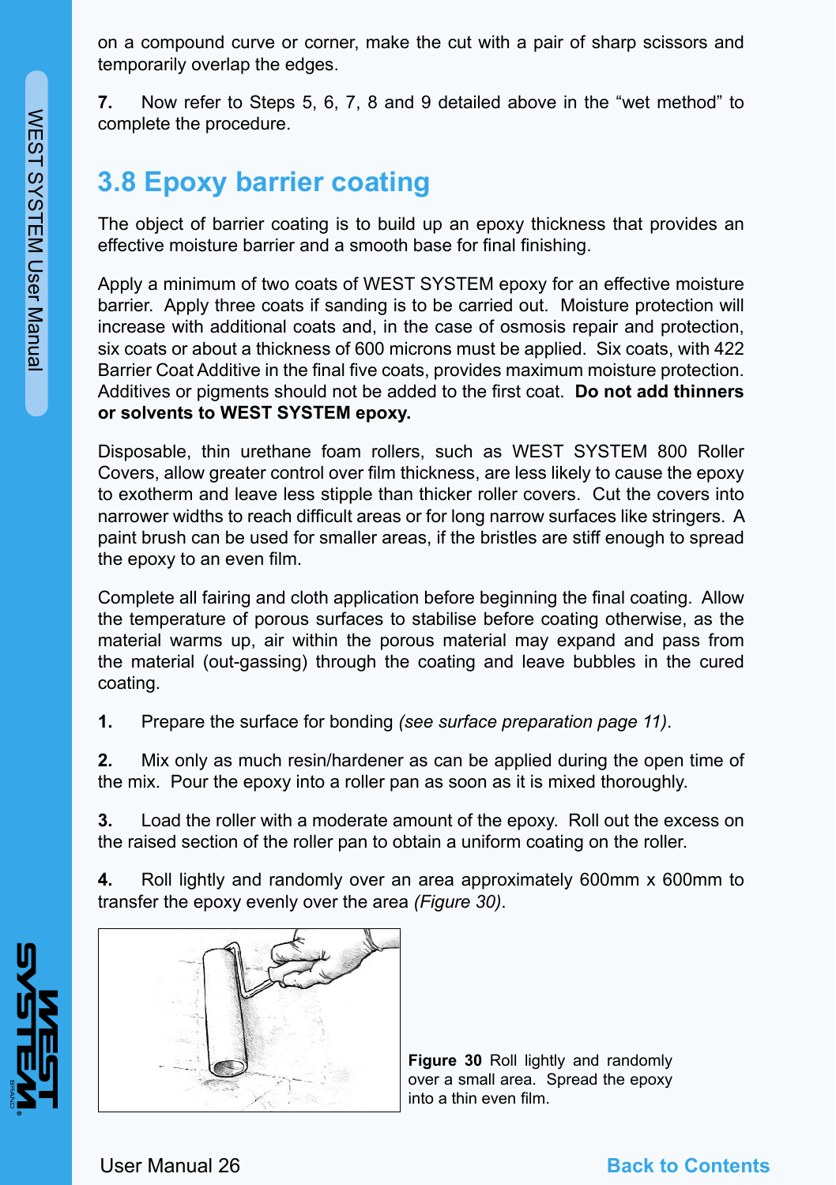on a compound curve or corner, make the cut with a pair of sharp scissors and temporarily overlap the edges.

**7.** Now refer to Steps 5, 6, 7, 8 and 9 detailed above in the "wet method" to complete the procedure.

## 3.8 Epoxy barrier coating

The object of barrier coating is to build up an epoxy thickness that provides an effective moisture barrier and a smooth base for final finishing.

Apply a minimum of two coats of WEST SYSTEM epoxy for an effective moisture barrier. Apply three coats if sanding is to be carried out. Moisture protection will increase with additional coats and, in the case of osmosis repair and protection, six coats or about a thickness of 600 microns must be applied. Six coats, with 422 Barrier Coat Additive in the final five coats, provides maximum moisture protection. Additives or pigments should not be added to the first coat. **Do not add thinners or solvents to WEST SYSTEM epoxy.**

Disposable, thin urethane foam rollers, such as WEST SYSTEM 800 Roller Covers, allow greater control over film thickness, are less likely to cause the epoxy to exotherm and leave less stipple than thicker roller covers. Cut the covers into narrower widths to reach difficult areas or for long narrow surfaces like stringers. A paint brush can be used for smaller areas, if the bristles are stiff enough to spread the epoxy to an even film.

Complete all fairing and cloth application before beginning the final coating. Allow the temperature of porous surfaces to stabilise before coating otherwise, as the material warms up, air within the porous material may expand and pass from the material (out-gassing) through the coating and leave bubbles in the cured coating.

**1.** Prepare the surface for bonding *(see surface preparation page 11)*.

**2.** Mix only as much resin/hardener as can be applied during the open time of the mix. Pour the epoxy into a roller pan as soon as it is mixed thoroughly.

**3.** Load the roller with a moderate amount of the epoxy. Roll out the excess on the raised section of the roller pan to obtain a uniform coating on the roller.

**4.** Roll lightly and randomly over an area approximately 600mm x 600mm to transfer the epoxy evenly over the area *(Figure 30)*.

**Figure 30** Roll lightly and randomly over a small area. Spread the epoxy into a thin even film.

Back to Contents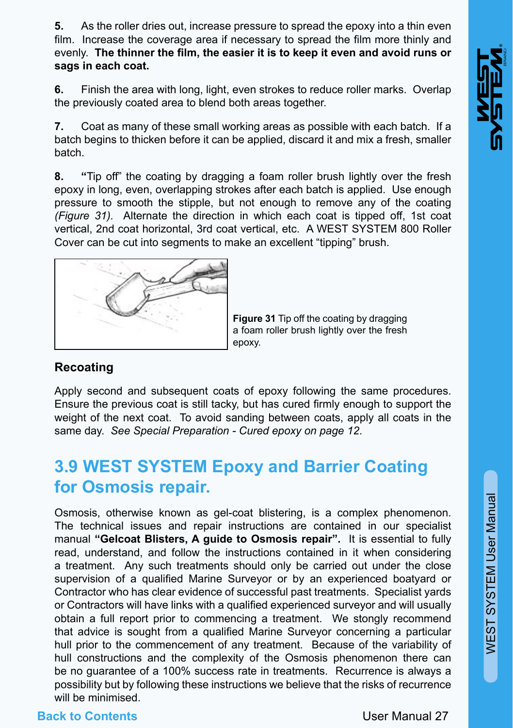5. As the roller dries out, increase pressure to spread the epoxy into a thin even film. Increase the coverage area if necessary to spread the film more thinly and evenly. **The thinner the film, the easier it is to keep it even and avoid runs or sags in each coat.**

6. Finish the area with long, light, even strokes to reduce roller marks. Overlap the previously coated area to blend both areas together.

7. Coat as many of these small working areas as possible with each batch. If a batch begins to thicken before it can be applied, discard it and mix a fresh, smaller batch.

8. "Tip off" the coating by dragging a foam roller brush lightly over the fresh epoxy in long, even, overlapping strokes after each batch is applied. Use enough pressure to smooth the stipple, but not enough to remove any of the coating *(Figure 31).* Alternate the direction in which each coat is tipped off, 1st coat vertical, 2nd coat horizontal, 3rd coat vertical, etc. A WEST SYSTEM 800 Roller Cover can be cut into segments to make an excellent "tipping" brush.

**Figure 31** Tip off the coating by dragging a foam roller brush lightly over the fresh epoxy.

### Recoating

Apply second and subsequent coats of epoxy following the same procedures. Ensure the previous coat is still tacky, but has cured firmly enough to support the weight of the next coat. To avoid sanding between coats, apply all coats in the same day. *See Special Preparation - Cured epoxy on page 12.*

## 3.9 WEST SYSTEM Epoxy and Barrier Coating for Osmosis repair.

Osmosis, otherwise known as gel-coat blistering, is a complex phenomenon. The technical issues and repair instructions are contained in our specialist manual **"Gelcoat Blisters, A guide to Osmosis repair".** It is essential to fully read, understand, and follow the instructions contained in it when considering a treatment. Any such treatments should only be carried out under the close supervision of a qualified Marine Surveyor or by an experienced boatyard or Contractor who has clear evidence of successful past treatments. Specialist yards or Contractors will have links with a qualified experienced surveyor and will usually obtain a full report prior to commencing a treatment. We stongly recommend that advice is sought from a qualified Marine Surveyor concerning a particular hull prior to the commencement of any treatment. Because of the variability of hull constructions and the complexity of the Osmosis phenomenon there can be no guarantee of a 100% success rate in treatments. Recurrence is always a possibility but by following these instructions we believe that the risks of recurrence will be minimised.

Back to Contents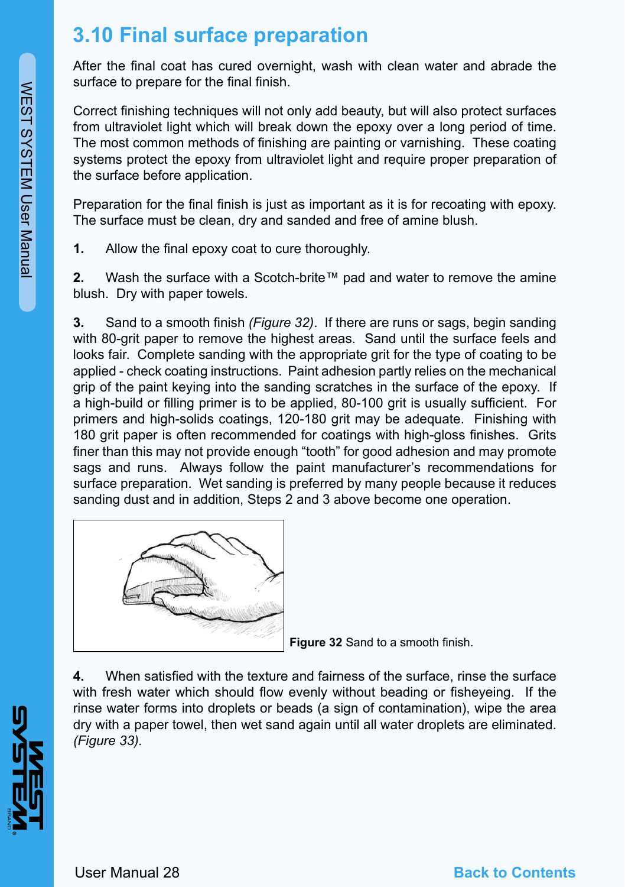## 3.10 Final surface preparation

After the final coat has cured overnight, wash with clean water and abrade the surface to prepare for the final finish.

Correct finishing techniques will not only add beauty, but will also protect surfaces from ultraviolet light which will break down the epoxy over a long period of time. The most common methods of finishing are painting or varnishing. These coating systems protect the epoxy from ultraviolet light and require proper preparation of the surface before application.

Preparation for the final finish is just as important as it is for recoating with epoxy. The surface must be clean, dry and sanded and free of amine blush.

**1.** Allow the final epoxy coat to cure thoroughly.

**2.** Wash the surface with a Scotch-brite™ pad and water to remove the amine blush. Dry with paper towels.

**3.** Sand to a smooth finish *(Figure 32)*. If there are runs or sags, begin sanding with 80-grit paper to remove the highest areas. Sand until the surface feels and looks fair. Complete sanding with the appropriate grit for the type of coating to be applied - check coating instructions. Paint adhesion partly relies on the mechanical grip of the paint keying into the sanding scratches in the surface of the epoxy. If a high-build or filling primer is to be applied, 80-100 grit is usually sufficient. For primers and high-solids coatings, 120-180 grit may be adequate. Finishing with 180 grit paper is often recommended for coatings with high-gloss finishes. Grits finer than this may not provide enough "tooth" for good adhesion and may promote sags and runs. Always follow the paint manufacturer's recommendations for surface preparation. Wet sanding is preferred by many people because it reduces sanding dust and in addition, Steps 2 and 3 above become one operation.

**Figure 32** Sand to a smooth finish.

**4.** When satisfied with the texture and fairness of the surface, rinse the surface with fresh water which should flow evenly without beading or fisheyeing. If the rinse water forms into droplets or beads (a sign of contamination), wipe the area dry with a paper towel, then wet sand again until all water droplets are eliminated. *(Figure 33).*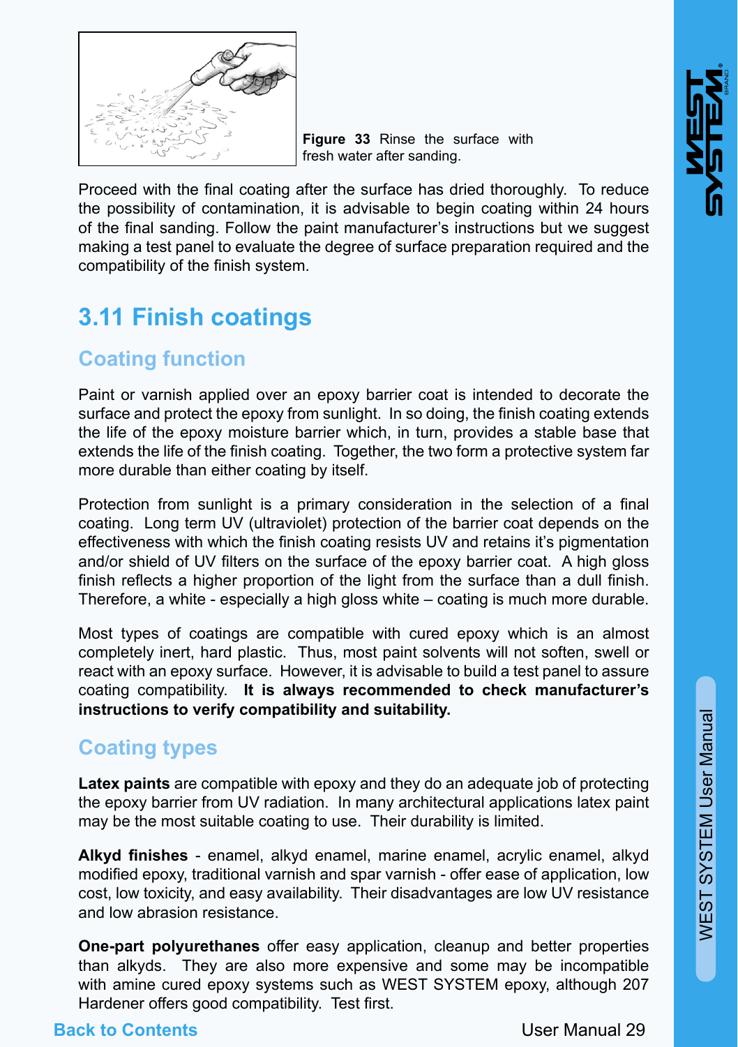**Figure 33** Rinse the surface with fresh water after sanding.

Proceed with the final coating after the surface has dried thoroughly. To reduce the possibility of contamination, it is advisable to begin coating within 24 hours of the final sanding. Follow the paint manufacturer's instructions but we suggest making a test panel to evaluate the degree of surface preparation required and the compatibility of the finish system.

## 3.11 Finish coatings

### Coating function

Paint or varnish applied over an epoxy barrier coat is intended to decorate the surface and protect the epoxy from sunlight. In so doing, the finish coating extends the life of the epoxy moisture barrier which, in turn, provides a stable base that extends the life of the finish coating. Together, the two form a protective system far more durable than either coating by itself.

Protection from sunlight is a primary consideration in the selection of a final coating. Long term UV (ultraviolet) protection of the barrier coat depends on the effectiveness with which the finish coating resists UV and retains it's pigmentation and/or shield of UV filters on the surface of the epoxy barrier coat. A high gloss finish reflects a higher proportion of the light from the surface than a dull finish. Therefore, a white - especially a high gloss white – coating is much more durable.

Most types of coatings are compatible with cured epoxy which is an almost completely inert, hard plastic. Thus, most paint solvents will not soften, swell or react with an epoxy surface. However, it is advisable to build a test panel to assure coating compatibility. **It is always recommended to check manufacturer's instructions to verify compatibility and suitability.**

### Coating types

**Latex paints** are compatible with epoxy and they do an adequate job of protecting the epoxy barrier from UV radiation. In many architectural applications latex paint may be the most suitable coating to use. Their durability is limited.

**Alkyd finishes** - enamel, alkyd enamel, marine enamel, acrylic enamel, alkyd modified epoxy, traditional varnish and spar varnish - offer ease of application, low cost, low toxicity, and easy availability. Their disadvantages are low UV resistance and low abrasion resistance.

**One-part polyurethanes** offer easy application, cleanup and better properties than alkyds. They are also more expensive and some may be incompatible with amine cured epoxy systems such as WEST SYSTEM epoxy, although 207 Hardener offers good compatibility. Test first.

Back to Contents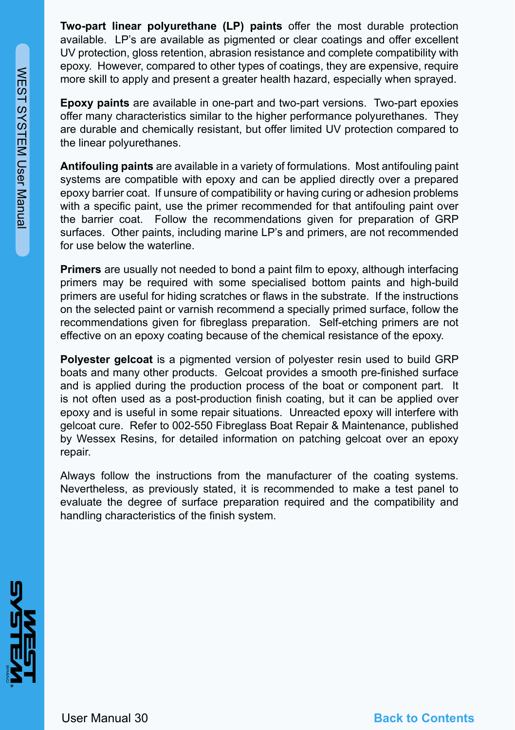**Two-part linear polyurethane (LP) paints** offer the most durable protection available. LP's are available as pigmented or clear coatings and offer excellent UV protection, gloss retention, abrasion resistance and complete compatibility with epoxy. However, compared to other types of coatings, they are expensive, require more skill to apply and present a greater health hazard, especially when sprayed.

**Epoxy paints** are available in one-part and two-part versions. Two-part epoxies offer many characteristics similar to the higher performance polyurethanes. They are durable and chemically resistant, but offer limited UV protection compared to the linear polyurethanes.

**Antifouling paints** are available in a variety of formulations. Most antifouling paint systems are compatible with epoxy and can be applied directly over a prepared epoxy barrier coat. If unsure of compatibility or having curing or adhesion problems with a specific paint, use the primer recommended for that antifouling paint over the barrier coat. Follow the recommendations given for preparation of GRP surfaces. Other paints, including marine LP's and primers, are not recommended for use below the waterline.

**Primers** are usually not needed to bond a paint film to epoxy, although interfacing primers may be required with some specialised bottom paints and high-build primers are useful for hiding scratches or flaws in the substrate. If the instructions on the selected paint or varnish recommend a specially primed surface, follow the recommendations given for fibreglass preparation. Self-etching primers are not effective on an epoxy coating because of the chemical resistance of the epoxy.

**Polyester gelcoat** is a pigmented version of polyester resin used to build GRP boats and many other products. Gelcoat provides a smooth pre-finished surface and is applied during the production process of the boat or component part. It is not often used as a post-production finish coating, but it can be applied over epoxy and is useful in some repair situations. Unreacted epoxy will interfere with gelcoat cure. Refer to 002-550 Fibreglass Boat Repair & Maintenance, published by Wessex Resins, for detailed information on patching gelcoat over an epoxy repair.

Always follow the instructions from the manufacturer of the coating systems. Nevertheless, as previously stated, it is recommended to make a test panel to evaluate the degree of surface preparation required and the compatibility and handling characteristics of the finish system.

Back to Contents